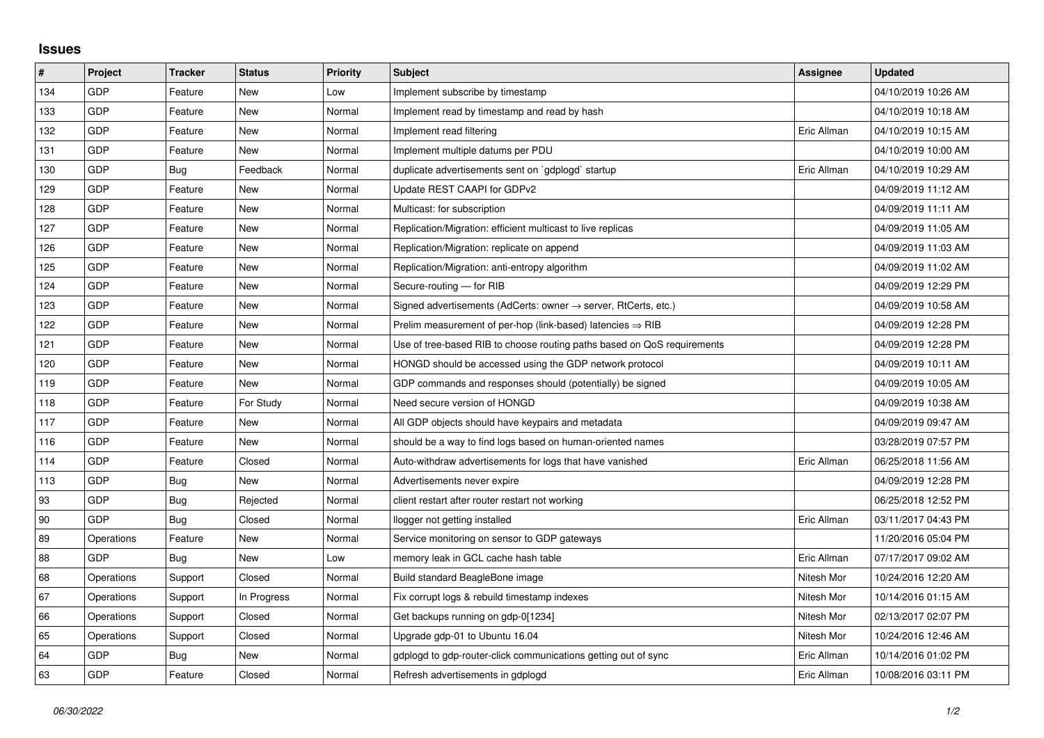# Issues

| # | Project | Tracker | Status | Priority | Subject | Assignee | Updated |
|---|---|---|---|---|---|---|---|
| 134 | GDP | Feature | New | Low | Implement subscribe by timestamp | | 04/10/2019 10:26 AM |
| 133 | GDP | Feature | New | Normal | Implement read by timestamp and read by hash | | 04/10/2019 10:18 AM |
| 132 | GDP | Feature | New | Normal | Implement read filtering | Eric Allman | 04/10/2019 10:15 AM |
| 131 | GDP | Feature | New | Normal | Implement multiple datums per PDU | | 04/10/2019 10:00 AM |
| 130 | GDP | Bug | Feedback | Normal | duplicate advertisements sent on `gdplogd` startup | Eric Allman | 04/10/2019 10:29 AM |
| 129 | GDP | Feature | New | Normal | Update REST CAAPI for GDPv2 | | 04/09/2019 11:12 AM |
| 128 | GDP | Feature | New | Normal | Multicast: for subscription | | 04/09/2019 11:11 AM |
| 127 | GDP | Feature | New | Normal | Replication/Migration: efficient multicast to live replicas | | 04/09/2019 11:05 AM |
| 126 | GDP | Feature | New | Normal | Replication/Migration: replicate on append | | 04/09/2019 11:03 AM |
| 125 | GDP | Feature | New | Normal | Replication/Migration: anti-entropy algorithm | | 04/09/2019 11:02 AM |
| 124 | GDP | Feature | New | Normal | Secure-routing — for RIB | | 04/09/2019 12:29 PM |
| 123 | GDP | Feature | New | Normal | Signed advertisements (AdCerts: owner → server, RtCerts, etc.) | | 04/09/2019 10:58 AM |
| 122 | GDP | Feature | New | Normal | Prelim measurement of per-hop (link-based) latencies ⇒ RIB | | 04/09/2019 12:28 PM |
| 121 | GDP | Feature | New | Normal | Use of tree-based RIB to choose routing paths based on QoS requirements | | 04/09/2019 12:28 PM |
| 120 | GDP | Feature | New | Normal | HONGD should be accessed using the GDP network protocol | | 04/09/2019 10:11 AM |
| 119 | GDP | Feature | New | Normal | GDP commands and responses should (potentially) be signed | | 04/09/2019 10:05 AM |
| 118 | GDP | Feature | For Study | Normal | Need secure version of HONGD | | 04/09/2019 10:38 AM |
| 117 | GDP | Feature | New | Normal | All GDP objects should have keypairs and metadata | | 04/09/2019 09:47 AM |
| 116 | GDP | Feature | New | Normal | should be a way to find logs based on human-oriented names | | 03/28/2019 07:57 PM |
| 114 | GDP | Feature | Closed | Normal | Auto-withdraw advertisements for logs that have vanished | Eric Allman | 06/25/2018 11:56 AM |
| 113 | GDP | Bug | New | Normal | Advertisements never expire | | 04/09/2019 12:28 PM |
| 93 | GDP | Bug | Rejected | Normal | client restart after router restart not working | | 06/25/2018 12:52 PM |
| 90 | GDP | Bug | Closed | Normal | llogger not getting installed | Eric Allman | 03/11/2017 04:43 PM |
| 89 | Operations | Feature | New | Normal | Service monitoring on sensor to GDP gateways | | 11/20/2016 05:04 PM |
| 88 | GDP | Bug | New | Low | memory leak in GCL cache hash table | Eric Allman | 07/17/2017 09:02 AM |
| 68 | Operations | Support | Closed | Normal | Build standard BeagleBone image | Nitesh Mor | 10/24/2016 12:20 AM |
| 67 | Operations | Support | In Progress | Normal | Fix corrupt logs & rebuild timestamp indexes | Nitesh Mor | 10/14/2016 01:15 AM |
| 66 | Operations | Support | Closed | Normal | Get backups running on gdp-0[1234] | Nitesh Mor | 02/13/2017 02:07 PM |
| 65 | Operations | Support | Closed | Normal | Upgrade gdp-01 to Ubuntu 16.04 | Nitesh Mor | 10/24/2016 12:46 AM |
| 64 | GDP | Bug | New | Normal | gdplogd to gdp-router-click communications getting out of sync | Eric Allman | 10/14/2016 01:02 PM |
| 63 | GDP | Feature | Closed | Normal | Refresh advertisements in gdplogd | Eric Allman | 10/08/2016 03:11 PM |

*06/30/2022*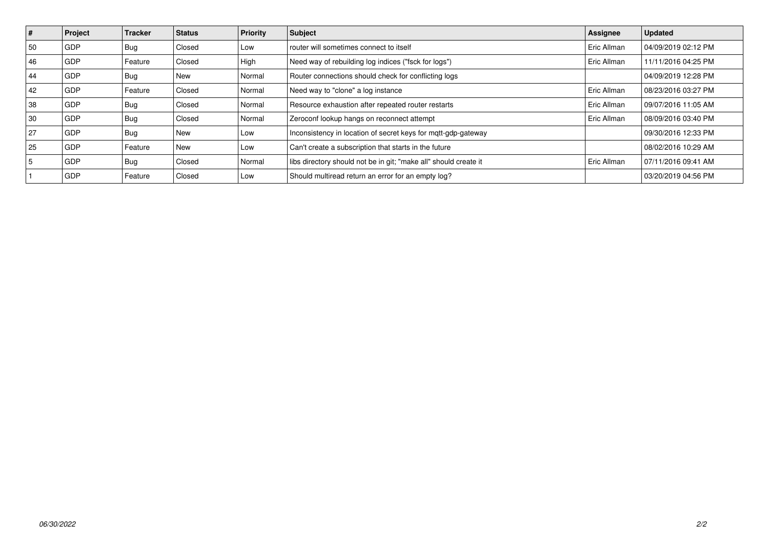| # | Project | Tracker | Status | Priority | Subject | Assignee | Updated |
| --- | --- | --- | --- | --- | --- | --- | --- |
| 50 | GDP | Bug | Closed | Low | router will sometimes connect to itself | Eric Allman | 04/09/2019 02:12 PM |
| 46 | GDP | Feature | Closed | High | Need way of rebuilding log indices ("fsck for logs") | Eric Allman | 11/11/2016 04:25 PM |
| 44 | GDP | Bug | New | Normal | Router connections should check for conflicting logs | | 04/09/2019 12:28 PM |
| 42 | GDP | Feature | Closed | Normal | Need way to "clone" a log instance | Eric Allman | 08/23/2016 03:27 PM |
| 38 | GDP | Bug | Closed | Normal | Resource exhaustion after repeated router restarts | Eric Allman | 09/07/2016 11:05 AM |
| 30 | GDP | Bug | Closed | Normal | Zeroconf lookup hangs on reconnect attempt | Eric Allman | 08/09/2016 03:40 PM |
| 27 | GDP | Bug | New | Low | Inconsistency in location of secret keys for mqtt-gdp-gateway | | 09/30/2016 12:33 PM |
| 25 | GDP | Feature | New | Low | Can't create a subscription that starts in the future | | 08/02/2016 10:29 AM |
| 5 | GDP | Bug | Closed | Normal | libs directory should not be in git; "make all" should create it | Eric Allman | 07/11/2016 09:41 AM |
| 1 | GDP | Feature | Closed | Low | Should multiread return an error for an empty log? | | 03/20/2019 04:56 PM |

*06/30/2022*